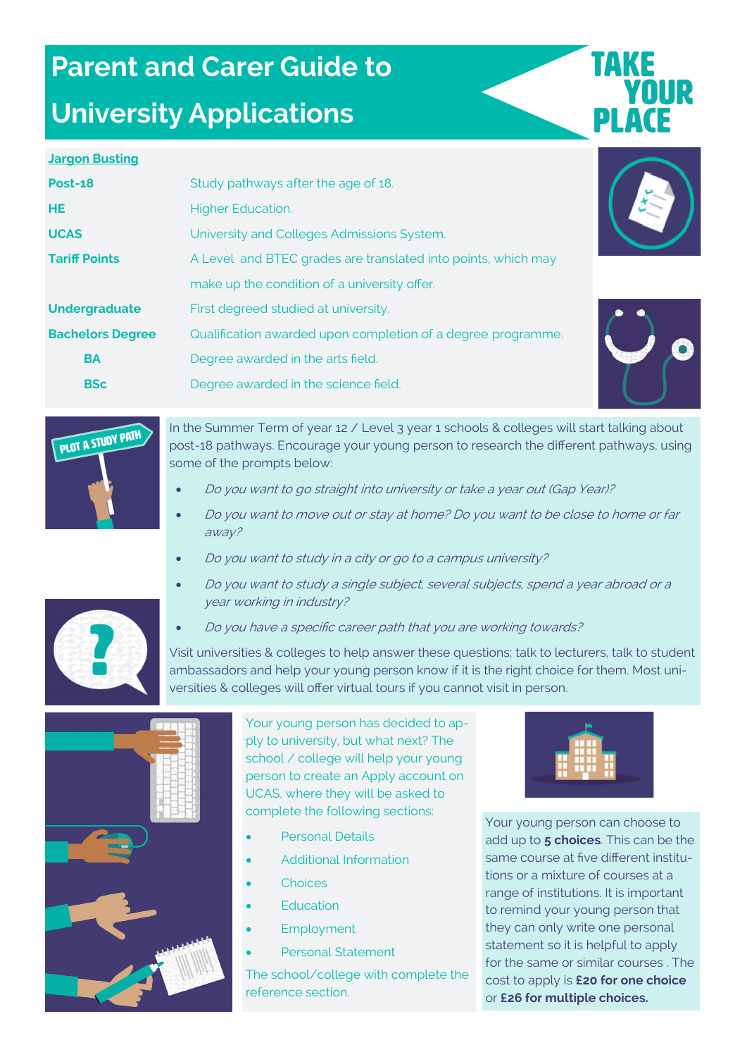# Parent and Carer Guide to University Applications

TAKE YOUR PLACE

## Jargon Busting

| | |
|---|---|
| **Post-18** | Study pathways after the age of 18. |
| **HE** | Higher Education. |
| **UCAS** | University and Colleges Admissions System. |
| **Tariff Points** | A Level and BTEC grades are translated into points, which may make up the condition of a university offer. |
| **Undergraduate** | First degreed studied at university. |
| **Bachelors Degree** | Qualification awarded upon completion of a degree programme. |
| **BA** | Degree awarded in the arts field. |
| **BSc** | Degree awarded in the science field. |

In the Summer Term of year 12 / Level 3 year 1 schools & colleges will start talking about post-18 pathways. Encourage your young person to research the different pathways, using some of the prompts below:

- *Do you want to go straight into university or take a year out (Gap Year)?*
- *Do you want to move out or stay at home? Do you want to be close to home or far away?*
- *Do you want to study in a city or go to a campus university?*
- *Do you want to study a single subject, several subjects, spend a year abroad or a year working in industry?*
- *Do you have a specific career path that you are working towards?*

Visit universities & colleges to help answer these questions; talk to lecturers, talk to student ambassadors and help your young person know if it is the right choice for them. Most universities & colleges will offer virtual tours if you cannot visit in person.

Your young person has decided to apply to university, but what next? The school / college will help your young person to create an Apply account on UCAS, where they will be asked to complete the following sections:

- Personal Details
- Additional Information
- Choices
- Education
- Employment
- Personal Statement

The school/college with complete the reference section.

Your young person can choose to add up to **5 choices**. This can be the same course at five different institutions or a mixture of courses at a range of institutions. It is important to remind your young person that they can only write one personal statement so it is helpful to apply for the same or similar courses . The cost to apply is **£20 for one choice** or **£26 for multiple choices.**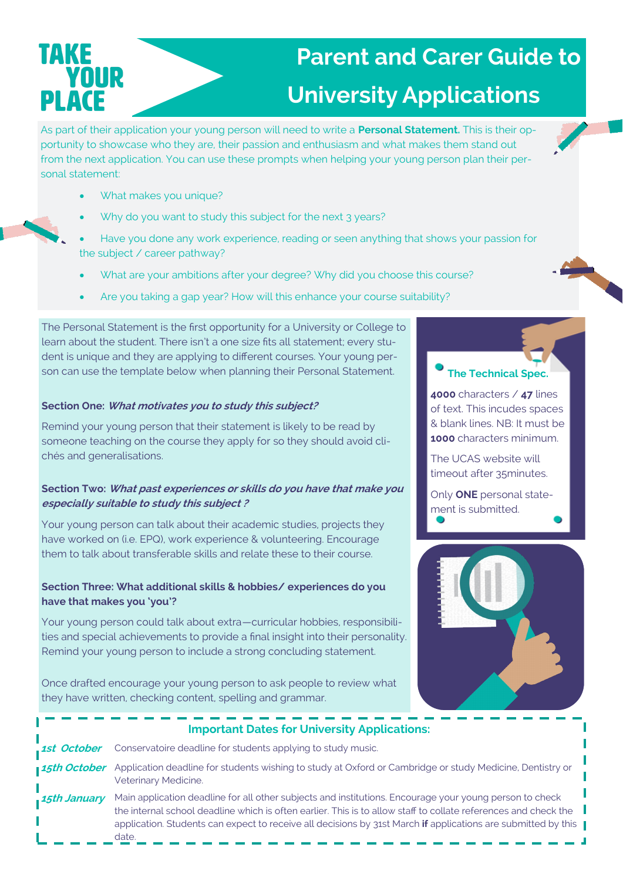# Parent and Carer Guide to University Applications

TAKE YOUR PLACE

As part of their application your young person will need to write a **Personal Statement.** This is their opportunity to showcase who they are, their passion and enthusiasm and what makes them stand out from the next application. You can use these prompts when helping your young person plan their personal statement:

- What makes you unique?
- Why do you want to study this subject for the next 3 years?
- Have you done any work experience, reading or seen anything that shows your passion for the subject / career pathway?
- What are your ambitions after your degree? Why did you choose this course?
- Are you taking a gap year? How will this enhance your course suitability?

The Personal Statement is the first opportunity for a University or College to learn about the student. There isn't a one size fits all statement; every student is unique and they are applying to different courses. Your young person can use the template below when planning their Personal Statement.

**Section One:** ***What motivates you to study this subject?***

Remind your young person that their statement is likely to be read by someone teaching on the course they apply for so they should avoid clichés and generalisations.

**Section Two:** ***What past experiences or skills do you have that make you especially suitable to study this subject ?***

Your young person can talk about their academic studies, projects they have worked on (i.e. EPQ), work experience & volunteering. Encourage them to talk about transferable skills and relate these to their course.

**Section Three: What additional skills & hobbies/ experiences do you have that makes you 'you'?**

Your young person could talk about extra—curricular hobbies, responsibilities and special achievements to provide a final insight into their personality. Remind your young person to include a strong concluding statement.

Once drafted encourage your young person to ask people to review what they have written, checking content, spelling and grammar.

### The Technical Spec.

**4000** characters / **47** lines of text. This incudes spaces & blank lines. NB: It must be **1000** characters minimum.

The UCAS website will timeout after 35minutes.

Only **ONE** personal statement is submitted.

### Important Dates for University Applications:

| | |
|---|---|
| ***1st October*** | Conservatoire deadline for students applying to study music. |
| ***15th October*** | Application deadline for students wishing to study at Oxford or Cambridge or study Medicine, Dentistry or Veterinary Medicine. |
| ***15th January*** | Main application deadline for all other subjects and institutions. Encourage your young person to check the internal school deadline which is often earlier. This is to allow staff to collate references and check the application. Students can expect to receive all decisions by 31st March **if** applications are submitted by this date. |